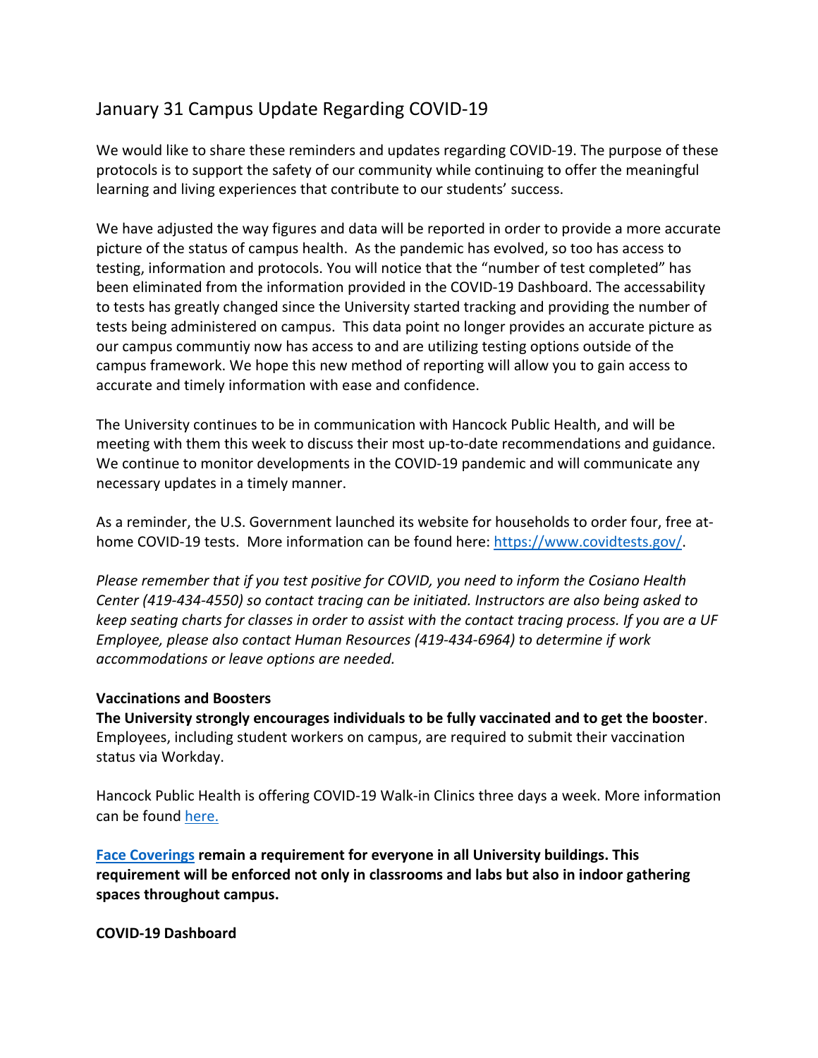# January 31 Campus Update Regarding COVID-19

We would like to share these reminders and updates regarding COVID-19. The purpose of these protocols is to support the safety of our community while continuing to offer the meaningful learning and living experiences that contribute to our students' success.

We have adjusted the way figures and data will be reported in order to provide a more accurate picture of the status of campus health. As the pandemic has evolved, so too has access to testing, information and protocols. You will notice that the "number of test completed" has been eliminated from the information provided in the COVID-19 Dashboard. The accessability to tests has greatly changed since the University started tracking and providing the number of tests being administered on campus. This data point no longer provides an accurate picture as our campus communtiy now has access to and are utilizing testing options outside of the campus framework. We hope this new method of reporting will allow you to gain access to accurate and timely information with ease and confidence.

The University continues to be in communication with Hancock Public Health, and will be meeting with them this week to discuss their most up-to-date recommendations and guidance. We continue to monitor developments in the COVID-19 pandemic and will communicate any necessary updates in a timely manner.

As a reminder, the U.S. Government launched its website for households to order four, free at-home COVID-19 tests. More information can be found here: [https://www.covidtests.gov/](https://www.covidtests.gov/).

*Please remember that if you test positive for COVID, you need to inform the Cosiano Health Center (419-434-4550) so contact tracing can be initiated. Instructors are also being asked to keep seating charts for classes in order to assist with the contact tracing process. If you are a UF Employee, please also contact Human Resources (419-434-6964) to determine if work accommodations or leave options are needed.*

**Vaccinations and Boosters**

**The University strongly encourages individuals to be fully vaccinated and to get the booster**. Employees, including student workers on campus, are required to submit their vaccination status via Workday.

Hancock Public Health is offering COVID-19 Walk-in Clinics three days a week. More information can be found here.

**Face Coverings remain a requirement for everyone in all University buildings. This requirement will be enforced not only in classrooms and labs but also in indoor gathering spaces throughout campus.**

**COVID-19 Dashboard**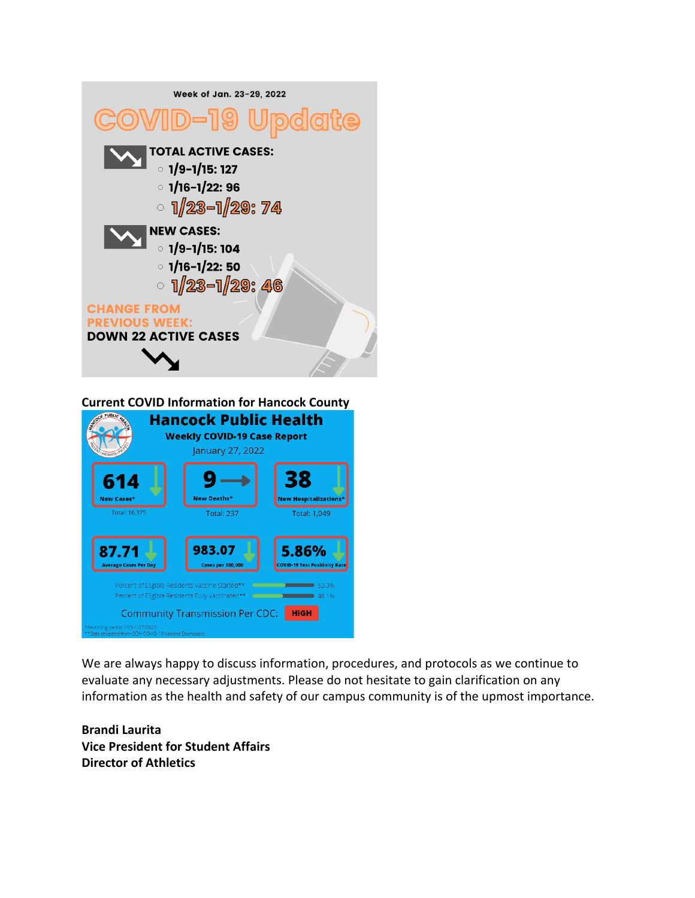Week of Jan. 23-29, 2022

# COVID-19 Update

**TOTAL ACTIVE CASES:**

- 1/9-1/15: 127
- 1/16-1/22: 96
- 1/23-1/29: 74

**NEW CASES:**

- 1/9-1/15: 104
- 1/16-1/22: 50
- 1/23-1/29: 46

CHANGE FROM PREVIOUS WEEK:
**DOWN 22 ACTIVE CASES**

**Current COVID Information for Hancock County**

## Hancock Public Health

**Weekly COVID-19 Case Report**

January 27, 2022

614
New Cases*
Total: 16,375

9
New Deaths*
Total: 237

38
New Hospitalizations*
Total: 1,049

87.71
Average Cases Per Day

983.07
Cases per 100,000

5.86%
COVID-19 Test Positivity Rate

Percent of Eligible Residents Vaccine Started** 53.3%
Percent of Eligible Residents Fully Vaccinated** 49.1%

Community Transmission Per CDC: HIGH

*Reporting period 1/21-1/27/2022
**Data collected from ODH COVID-19 Vaccine Dashboard

We are always happy to discuss information, procedures, and protocols as we continue to evaluate any necessary adjustments. Please do not hesitate to gain clarification on any information as the health and safety of our campus community is of the upmost importance.

**Brandi Laurita**
**Vice President for Student Affairs**
**Director of Athletics**